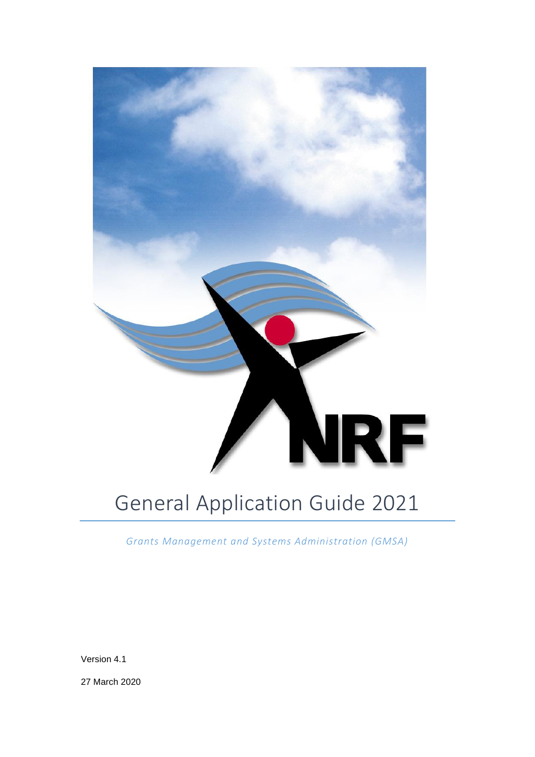# General Application Guide 2021

*Grants Management and Systems Administration (GMSA)*

Version 4.1

27 March 2020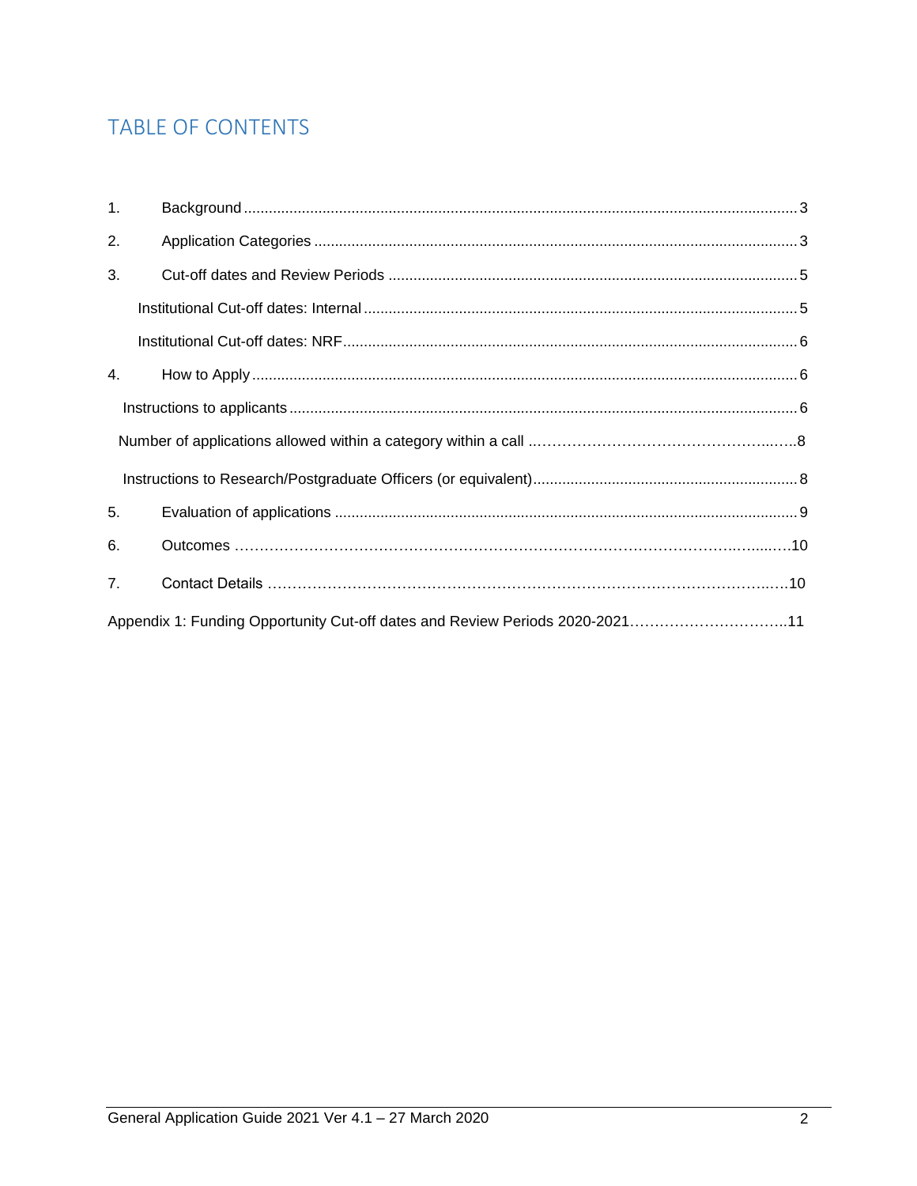## TABLE OF CONTENTS

1. Background ..... 3
2. Application Categories ..... 3
3. Cut-off dates and Review Periods ..... 5
   - Institutional Cut-off dates: Internal ..... 5
   - Institutional Cut-off dates: NRF ..... 6
4. How to Apply ..... 6
   - Instructions to applicants ..... 6
   - Number of applications allowed within a category within a call ..... 8
   - Instructions to Research/Postgraduate Officers (or equivalent) ..... 8
5. Evaluation of applications ..... 9
6. Outcomes ..... 10
7. Contact Details ..... 10

Appendix 1: Funding Opportunity Cut-off dates and Review Periods 2020-2021 ..... 11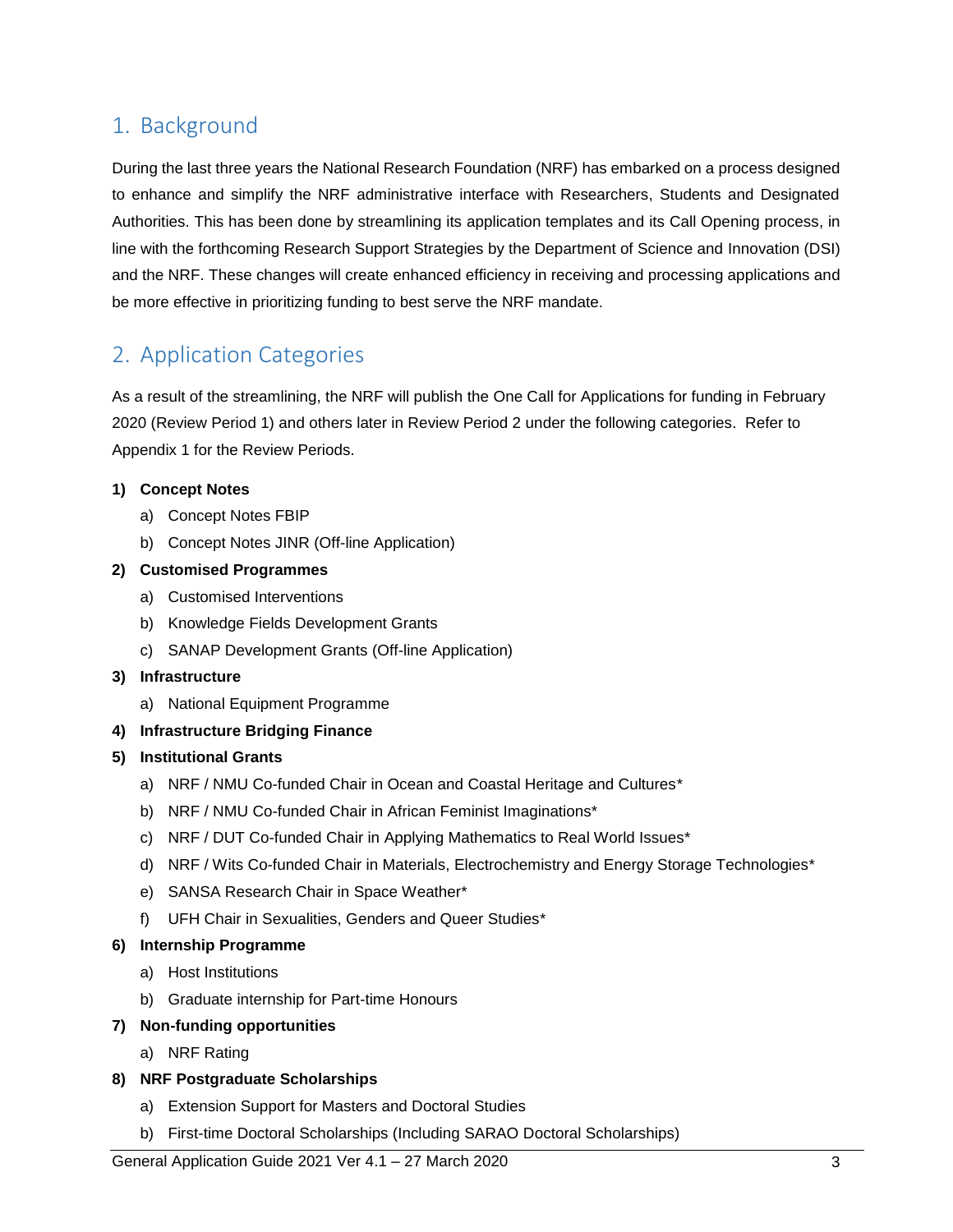## 1. Background

During the last three years the National Research Foundation (NRF) has embarked on a process designed to enhance and simplify the NRF administrative interface with Researchers, Students and Designated Authorities. This has been done by streamlining its application templates and its Call Opening process, in line with the forthcoming Research Support Strategies by the Department of Science and Innovation (DSI) and the NRF. These changes will create enhanced efficiency in receiving and processing applications and be more effective in prioritizing funding to best serve the NRF mandate.

## 2. Application Categories

As a result of the streamlining, the NRF will publish the One Call for Applications for funding in February 2020 (Review Period 1) and others later in Review Period 2 under the following categories. Refer to Appendix 1 for the Review Periods.

1) **Concept Notes**
   a) Concept Notes FBIP
   b) Concept Notes JINR (Off-line Application)
2) **Customised Programmes**
   a) Customised Interventions
   b) Knowledge Fields Development Grants
   c) SANAP Development Grants (Off-line Application)
3) **Infrastructure**
   a) National Equipment Programme
4) **Infrastructure Bridging Finance**
5) **Institutional Grants**
   a) NRF / NMU Co-funded Chair in Ocean and Coastal Heritage and Cultures*
   b) NRF / NMU Co-funded Chair in African Feminist Imaginations*
   c) NRF / DUT Co-funded Chair in Applying Mathematics to Real World Issues*
   d) NRF / Wits Co-funded Chair in Materials, Electrochemistry and Energy Storage Technologies*
   e) SANSA Research Chair in Space Weather*
   f) UFH Chair in Sexualities, Genders and Queer Studies*
6) **Internship Programme**
   a) Host Institutions
   b) Graduate internship for Part-time Honours
7) **Non-funding opportunities**
   a) NRF Rating
8) **NRF Postgraduate Scholarships**
   a) Extension Support for Masters and Doctoral Studies
   b) First-time Doctoral Scholarships (Including SARAO Doctoral Scholarships)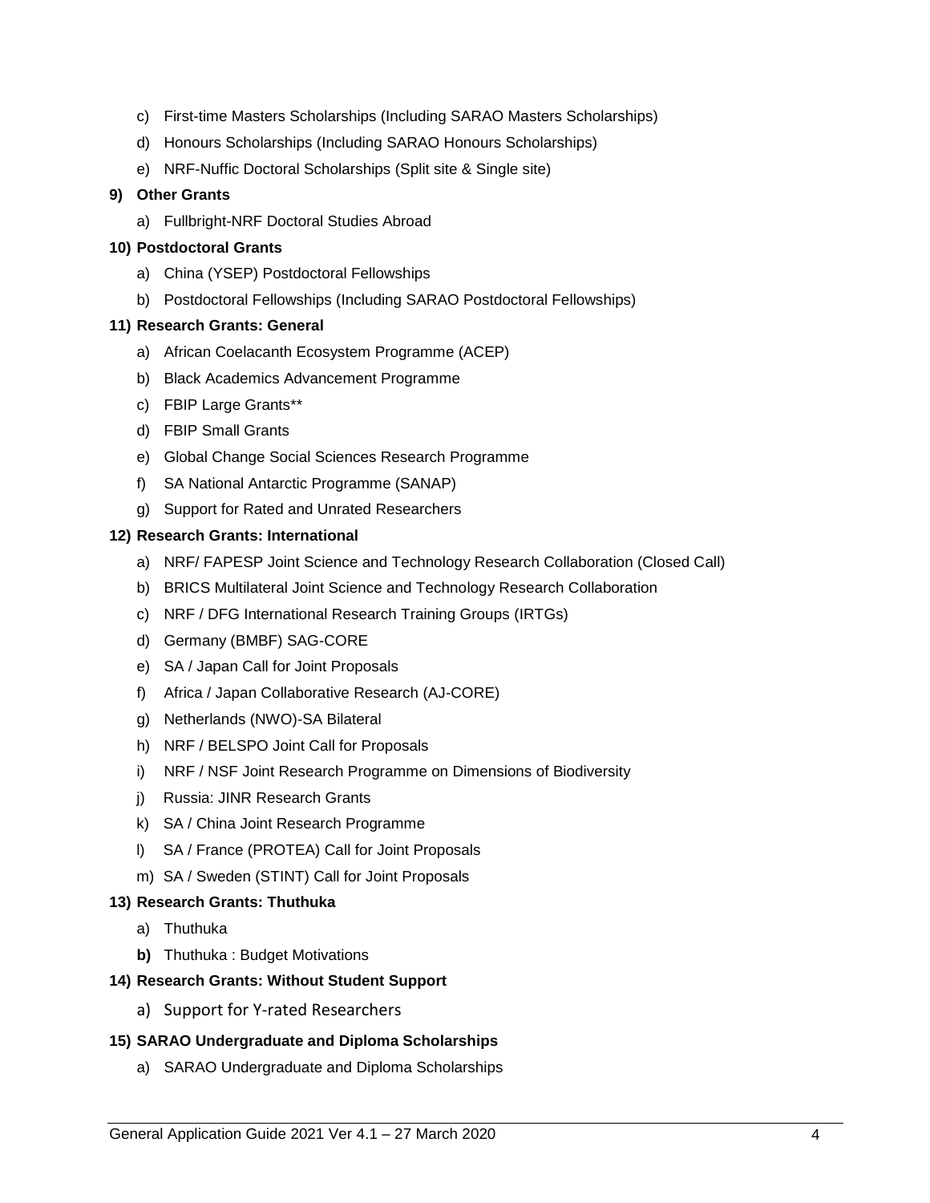c) First-time Masters Scholarships (Including SARAO Masters Scholarships)

d) Honours Scholarships (Including SARAO Honours Scholarships)

e) NRF-Nuffic Doctoral Scholarships (Split site & Single site)

**9) Other Grants**

a) Fullbright-NRF Doctoral Studies Abroad

**10) Postdoctoral Grants**

a) China (YSEP) Postdoctoral Fellowships

b) Postdoctoral Fellowships (Including SARAO Postdoctoral Fellowships)

**11) Research Grants: General**

a) African Coelacanth Ecosystem Programme (ACEP)

b) Black Academics Advancement Programme

c) FBIP Large Grants**

d) FBIP Small Grants

e) Global Change Social Sciences Research Programme

f) SA National Antarctic Programme (SANAP)

g) Support for Rated and Unrated Researchers

**12) Research Grants: International**

a) NRF/ FAPESP Joint Science and Technology Research Collaboration (Closed Call)

b) BRICS Multilateral Joint Science and Technology Research Collaboration

c) NRF / DFG International Research Training Groups (IRTGs)

d) Germany (BMBF) SAG-CORE

e) SA / Japan Call for Joint Proposals

f) Africa / Japan Collaborative Research (AJ-CORE)

g) Netherlands (NWO)-SA Bilateral

h) NRF / BELSPO Joint Call for Proposals

i) NRF / NSF Joint Research Programme on Dimensions of Biodiversity

j) Russia: JINR Research Grants

k) SA / China Joint Research Programme

l) SA / France (PROTEA) Call for Joint Proposals

m) SA / Sweden (STINT) Call for Joint Proposals

**13) Research Grants: Thuthuka**

a) Thuthuka

**b)** Thuthuka : Budget Motivations

**14) Research Grants: Without Student Support**

a) Support for Y-rated Researchers

**15) SARAO Undergraduate and Diploma Scholarships**

a) SARAO Undergraduate and Diploma Scholarships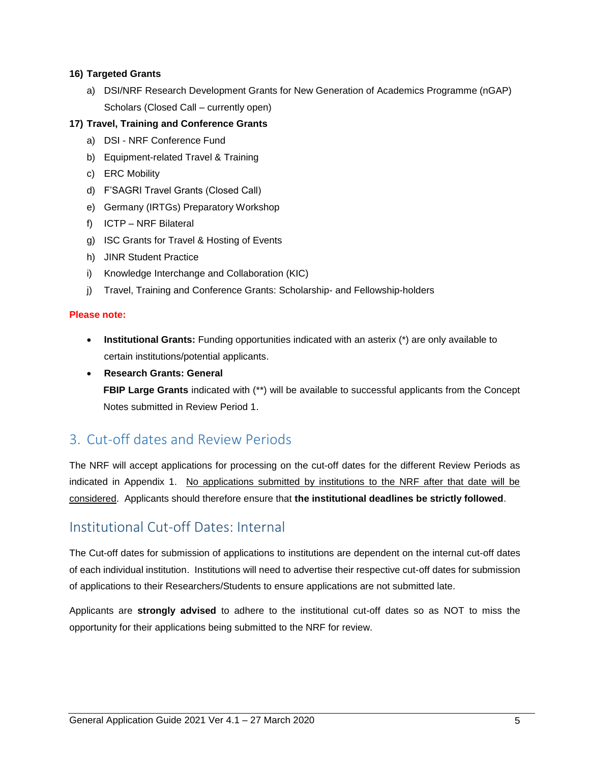**16) Targeted Grants**

a) DSI/NRF Research Development Grants for New Generation of Academics Programme (nGAP) Scholars (Closed Call – currently open)

**17) Travel, Training and Conference Grants**

a) DSI - NRF Conference Fund
b) Equipment-related Travel & Training
c) ERC Mobility
d) F'SAGRI Travel Grants (Closed Call)
e) Germany (IRTGs) Preparatory Workshop
f) ICTP – NRF Bilateral
g) ISC Grants for Travel & Hosting of Events
h) JINR Student Practice
i) Knowledge Interchange and Collaboration (KIC)
j) Travel, Training and Conference Grants: Scholarship- and Fellowship-holders

**Please note:**

- **Institutional Grants:** Funding opportunities indicated with an asterix (*) are only available to certain institutions/potential applicants.
- **Research Grants: General**
  **FBIP Large Grants** indicated with (**) will be available to successful applicants from the Concept Notes submitted in Review Period 1.

## 3. Cut-off dates and Review Periods

The NRF will accept applications for processing on the cut-off dates for the different Review Periods as indicated in Appendix 1. No applications submitted by institutions to the NRF after that date will be considered. Applicants should therefore ensure that **the institutional deadlines be strictly followed**.

## Institutional Cut-off Dates: Internal

The Cut-off dates for submission of applications to institutions are dependent on the internal cut-off dates of each individual institution. Institutions will need to advertise their respective cut-off dates for submission of applications to their Researchers/Students to ensure applications are not submitted late.

Applicants are **strongly advised** to adhere to the institutional cut-off dates so as NOT to miss the opportunity for their applications being submitted to the NRF for review.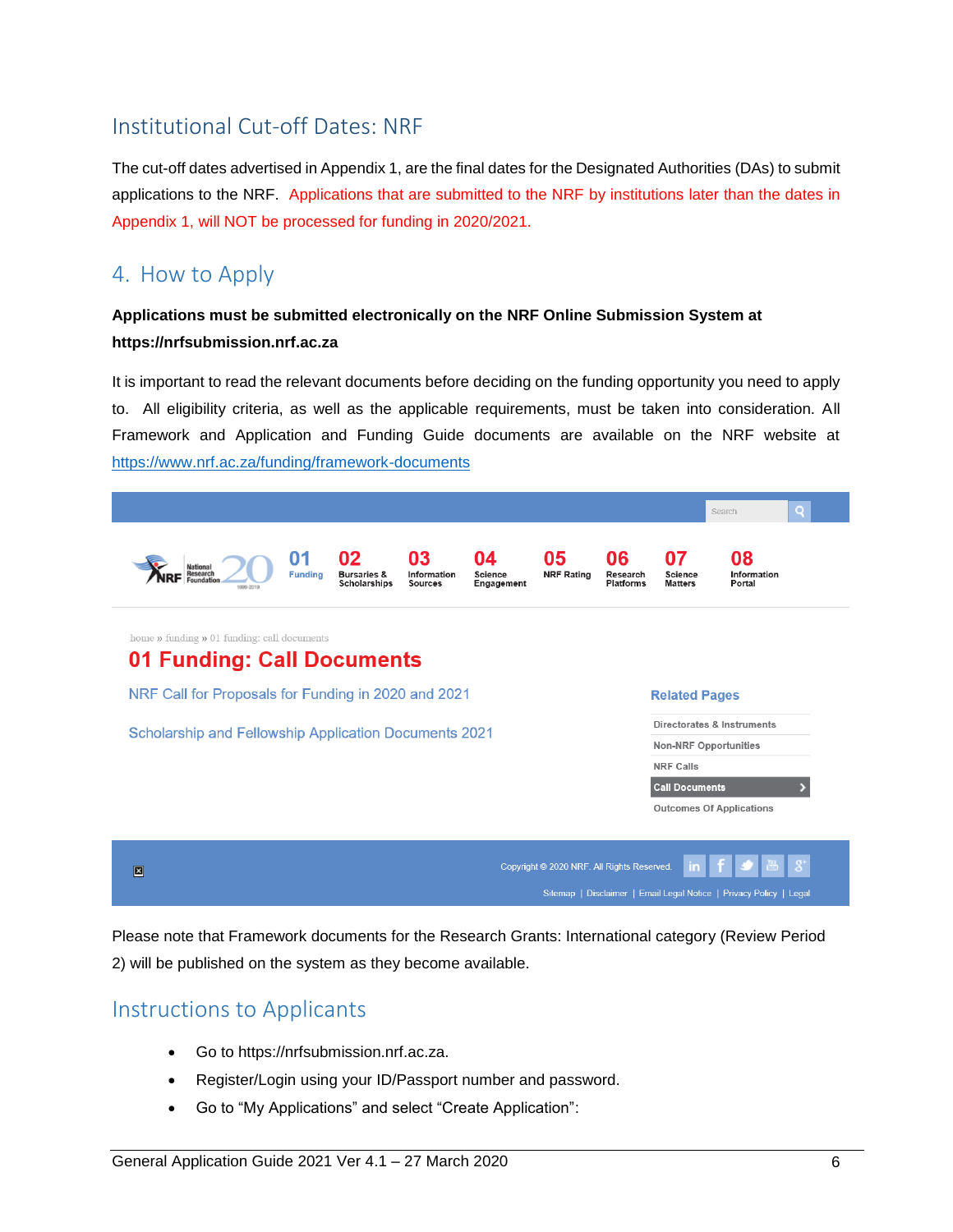## Institutional Cut-off Dates: NRF

The cut-off dates advertised in Appendix 1, are the final dates for the Designated Authorities (DAs) to submit applications to the NRF. Applications that are submitted to the NRF by institutions later than the dates in Appendix 1, will NOT be processed for funding in 2020/2021.

## 4. How to Apply

**Applications must be submitted electronically on the NRF Online Submission System at https://nrfsubmission.nrf.ac.za**

It is important to read the relevant documents before deciding on the funding opportunity you need to apply to. All eligibility criteria, as well as the applicable requirements, must be taken into consideration. All Framework and Application and Funding Guide documents are available on the NRF website at https://www.nrf.ac.za/funding/framework-documents

Please note that Framework documents for the Research Grants: International category (Review Period 2) will be published on the system as they become available.

## Instructions to Applicants

- Go to https://nrfsubmission.nrf.ac.za.
- Register/Login using your ID/Passport number and password.
- Go to "My Applications" and select "Create Application":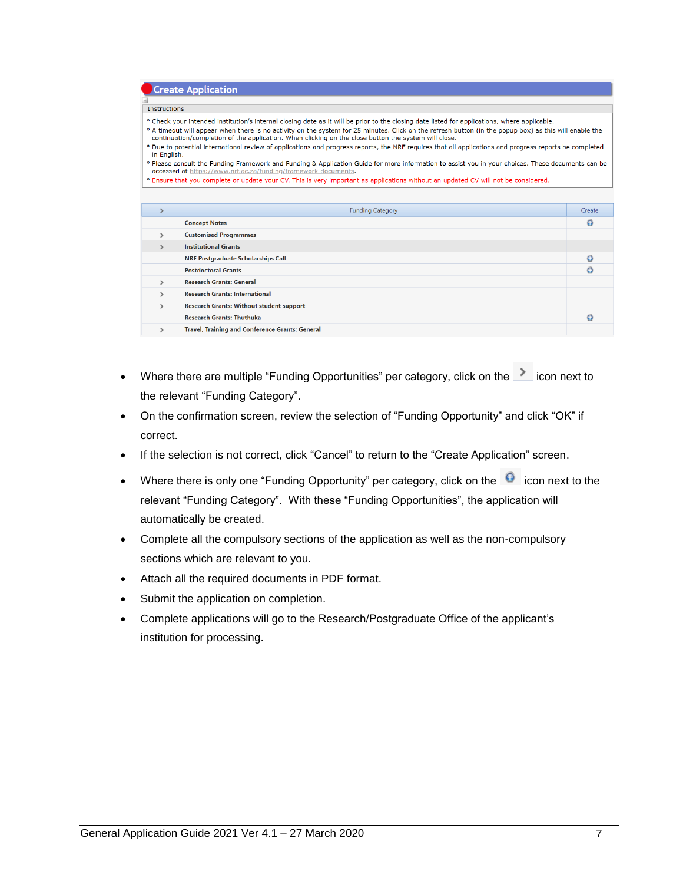**Create Application**

Instructions

- Check your intended institution's internal closing date as it will be prior to the closing date listed for applications, where applicable.
- A timeout will appear when there is no activity on the system for 25 minutes. Click on the refresh button (in the popup box) as this will enable the continuation/completion of the application. When clicking on the close button the system will close.
- Due to potential international review of applications and progress reports, the NRF requires that all applications and progress reports be completed in English.
- Please consult the Funding Framework and Funding & Application Guide for more information to assist you in your choices. These documents can be accessed at https://www.nrf.ac.za/funding/framework-documents.
- Ensure that you complete or update your CV. This is very important as applications without an updated CV will not be considered.

| > | Funding Category | Create |
|---|---|---|
| | Concept Notes | ⊕ |
| > | Customised Programmes | |
| > | Institutional Grants | |
| | NRF Postgraduate Scholarships Call | ⊕ |
| | Postdoctoral Grants | ⊕ |
| > | Research Grants: General | |
| > | Research Grants: International | |
| > | Research Grants: Without student support | |
| | Research Grants: Thuthuka | ⊕ |
| > | Travel, Training and Conference Grants: General | |

- Where there are multiple "Funding Opportunities" per category, click on the > icon next to the relevant "Funding Category".
- On the confirmation screen, review the selection of "Funding Opportunity" and click "OK" if correct.
- If the selection is not correct, click "Cancel" to return to the "Create Application" screen.
- Where there is only one "Funding Opportunity" per category, click on the ⊕ icon next to the relevant "Funding Category". With these "Funding Opportunities", the application will automatically be created.
- Complete all the compulsory sections of the application as well as the non-compulsory sections which are relevant to you.
- Attach all the required documents in PDF format.
- Submit the application on completion.
- Complete applications will go to the Research/Postgraduate Office of the applicant's institution for processing.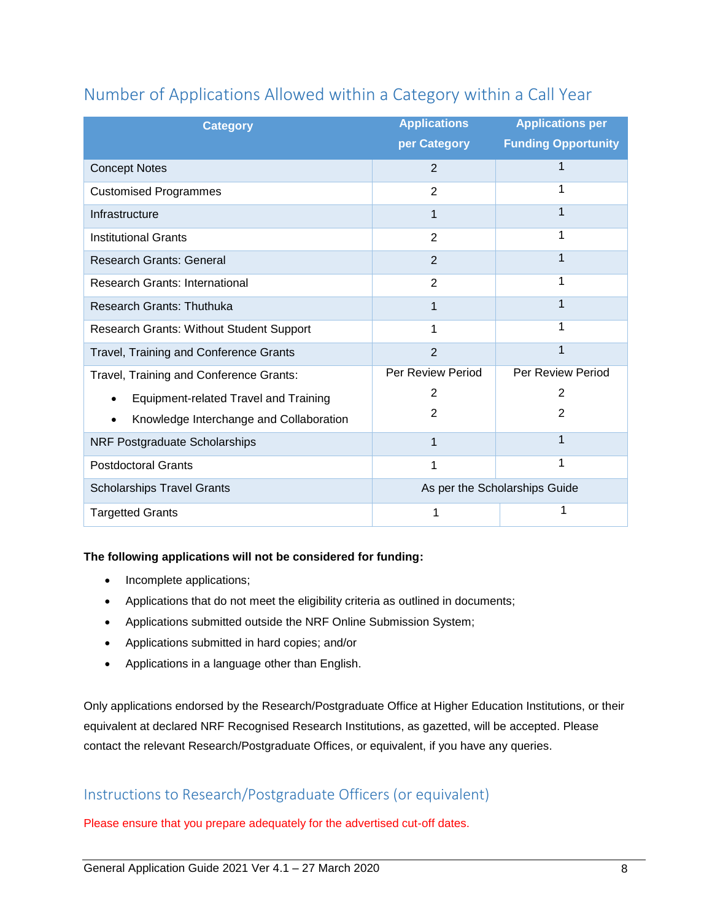## Number of Applications Allowed within a Category within a Call Year

| Category | Applications per Category | Applications per Funding Opportunity |
|---|---|---|
| Concept Notes | 2 | 1 |
| Customised Programmes | 2 | 1 |
| Infrastructure | 1 | 1 |
| Institutional Grants | 2 | 1 |
| Research Grants: General | 2 | 1 |
| Research Grants: International | 2 | 1 |
| Research Grants: Thuthuka | 1 | 1 |
| Research Grants: Without Student Support | 1 | 1 |
| Travel, Training and Conference Grants | 2 | 1 |
| Travel, Training and Conference Grants:<br>• Equipment-related Travel and Training<br>• Knowledge Interchange and Collaboration | Per Review Period<br>2<br>2 | Per Review Period<br>2<br>2 |
| NRF Postgraduate Scholarships | 1 | 1 |
| Postdoctoral Grants | 1 | 1 |
| Scholarships Travel Grants | As per the Scholarships Guide | |
| Targetted Grants | 1 | 1 |

**The following applications will not be considered for funding:**

- Incomplete applications;
- Applications that do not meet the eligibility criteria as outlined in documents;
- Applications submitted outside the NRF Online Submission System;
- Applications submitted in hard copies; and/or
- Applications in a language other than English.

Only applications endorsed by the Research/Postgraduate Office at Higher Education Institutions, or their equivalent at declared NRF Recognised Research Institutions, as gazetted, will be accepted. Please contact the relevant Research/Postgraduate Offices, or equivalent, if you have any queries.

## Instructions to Research/Postgraduate Officers (or equivalent)

Please ensure that you prepare adequately for the advertised cut-off dates.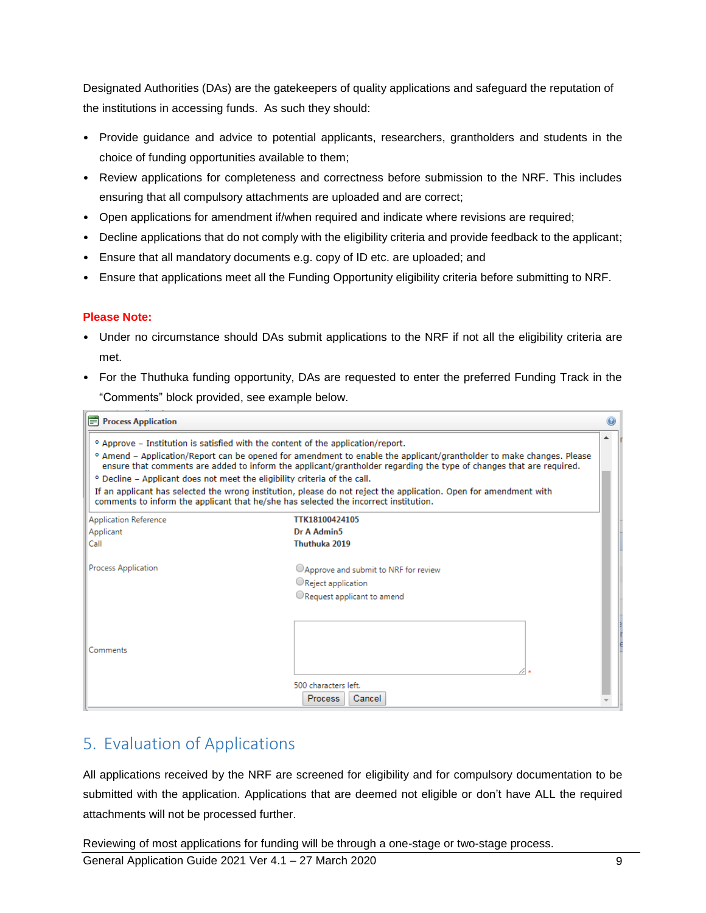Designated Authorities (DAs) are the gatekeepers of quality applications and safeguard the reputation of the institutions in accessing funds. As such they should:

- Provide guidance and advice to potential applicants, researchers, grantholders and students in the choice of funding opportunities available to them;
- Review applications for completeness and correctness before submission to the NRF. This includes ensuring that all compulsory attachments are uploaded and are correct;
- Open applications for amendment if/when required and indicate where revisions are required;
- Decline applications that do not comply with the eligibility criteria and provide feedback to the applicant;
- Ensure that all mandatory documents e.g. copy of ID etc. are uploaded; and
- Ensure that applications meet all the Funding Opportunity eligibility criteria before submitting to NRF.

**Please Note:**

- Under no circumstance should DAs submit applications to the NRF if not all the eligibility criteria are met.
- For the Thuthuka funding opportunity, DAs are requested to enter the preferred Funding Track in the "Comments" block provided, see example below.

**Process Application**

- Approve – Institution is satisfied with the content of the application/report.
- Amend – Application/Report can be opened for amendment to enable the applicant/grantholder to make changes. Please ensure that comments are added to inform the applicant/grantholder regarding the type of changes that are required.
- Decline – Applicant does not meet the eligibility criteria of the call.

If an applicant has selected the wrong institution, please do not reject the application. Open for amendment with comments to inform the applicant that he/she has selected the incorrect institution.

| | |
|---|---|
| Application Reference | **TTK18100424105** |
| Applicant | **Dr A Admin5** |
| Call | **Thuthuka 2019** |
| Process Application | ○ Approve and submit to NRF for review<br>○ Reject application<br>○ Request applicant to amend |
| Comments | 500 characters left. |

Process | Cancel

## 5. Evaluation of Applications

All applications received by the NRF are screened for eligibility and for compulsory documentation to be submitted with the application. Applications that are deemed not eligible or don't have ALL the required attachments will not be processed further.

Reviewing of most applications for funding will be through a one-stage or two-stage process.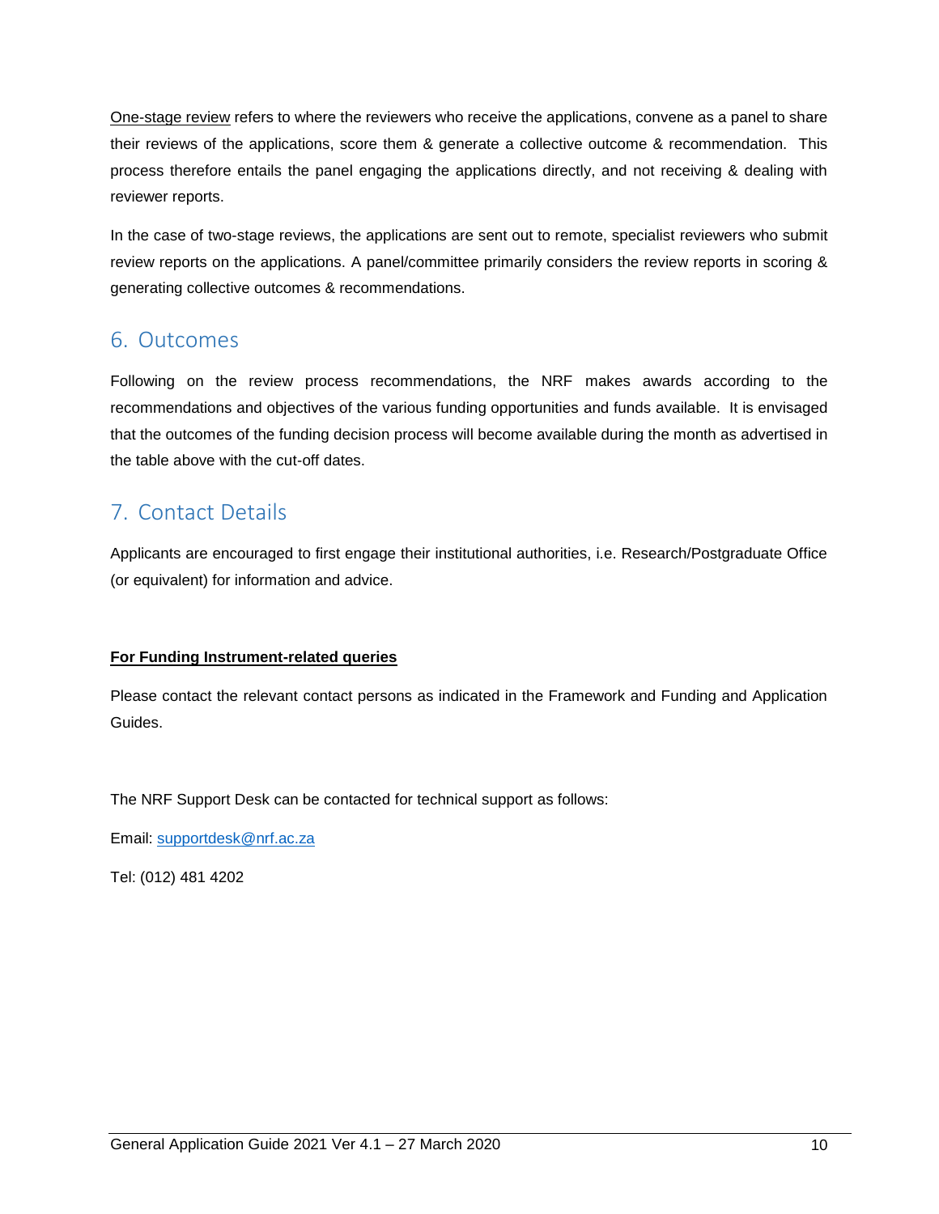<u>One-stage review</u> refers to where the reviewers who receive the applications, convene as a panel to share their reviews of the applications, score them & generate a collective outcome & recommendation. This process therefore entails the panel engaging the applications directly, and not receiving & dealing with reviewer reports.

In the case of two-stage reviews, the applications are sent out to remote, specialist reviewers who submit review reports on the applications. A panel/committee primarily considers the review reports in scoring & generating collective outcomes & recommendations.

## 6. Outcomes

Following on the review process recommendations, the NRF makes awards according to the recommendations and objectives of the various funding opportunities and funds available. It is envisaged that the outcomes of the funding decision process will become available during the month as advertised in the table above with the cut-off dates.

## 7. Contact Details

Applicants are encouraged to first engage their institutional authorities, i.e. Research/Postgraduate Office (or equivalent) for information and advice.

**<u>For Funding Instrument-related queries</u>**

Please contact the relevant contact persons as indicated in the Framework and Funding and Application Guides.

The NRF Support Desk can be contacted for technical support as follows:

Email: supportdesk@nrf.ac.za

Tel: (012) 481 4202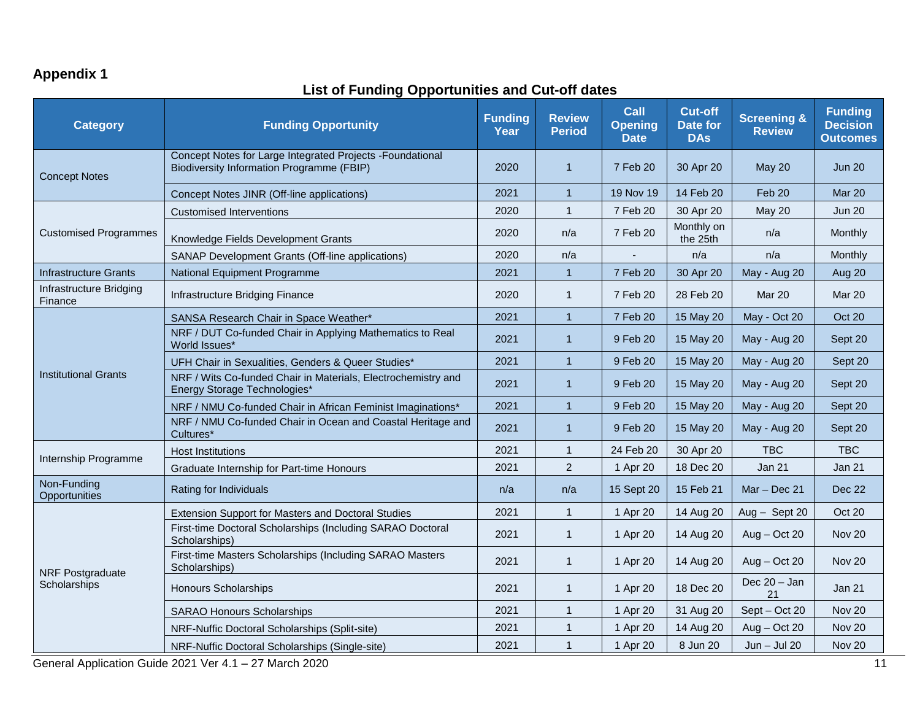## Appendix 1

### List of Funding Opportunities and Cut-off dates

| Category | Funding Opportunity | Funding Year | Review Period | Call Opening Date | Cut-off Date for DAs | Screening & Review | Funding Decision Outcomes |
|---|---|---|---|---|---|---|---|
| Concept Notes | Concept Notes for Large Integrated Projects -Foundational Biodiversity Information Programme (FBIP) | 2020 | 1 | 7 Feb 20 | 30 Apr 20 | May 20 | Jun 20 |
| | Concept Notes JINR (Off-line applications) | 2021 | 1 | 19 Nov 19 | 14 Feb 20 | Feb 20 | Mar 20 |
| Customised Programmes | Customised Interventions | 2020 | 1 | 7 Feb 20 | 30 Apr 20 | May 20 | Jun 20 |
| | Knowledge Fields Development Grants | 2020 | n/a | 7 Feb 20 | Monthly on the 25th | n/a | Monthly |
| | SANAP Development Grants (Off-line applications) | 2020 | n/a | - | n/a | n/a | Monthly |
| Infrastructure Grants | National Equipment Programme | 2021 | 1 | 7 Feb 20 | 30 Apr 20 | May - Aug 20 | Aug 20 |
| Infrastructure Bridging Finance | Infrastructure Bridging Finance | 2020 | 1 | 7 Feb 20 | 28 Feb 20 | Mar 20 | Mar 20 |
| Institutional Grants | SANSA Research Chair in Space Weather* | 2021 | 1 | 7 Feb 20 | 15 May 20 | May - Oct 20 | Oct 20 |
| | NRF / DUT Co-funded Chair in Applying Mathematics to Real World Issues* | 2021 | 1 | 9 Feb 20 | 15 May 20 | May - Aug 20 | Sept 20 |
| | UFH Chair in Sexualities, Genders & Queer Studies* | 2021 | 1 | 9 Feb 20 | 15 May 20 | May - Aug 20 | Sept 20 |
| | NRF / Wits Co-funded Chair in Materials, Electrochemistry and Energy Storage Technologies* | 2021 | 1 | 9 Feb 20 | 15 May 20 | May - Aug 20 | Sept 20 |
| | NRF / NMU Co-funded Chair in African Feminist Imaginations* | 2021 | 1 | 9 Feb 20 | 15 May 20 | May - Aug 20 | Sept 20 |
| | NRF / NMU Co-funded Chair in Ocean and Coastal Heritage and Cultures* | 2021 | 1 | 9 Feb 20 | 15 May 20 | May - Aug 20 | Sept 20 |
| Internship Programme | Host Institutions | 2021 | 1 | 24 Feb 20 | 30 Apr 20 | TBC | TBC |
| | Graduate Internship for Part-time Honours | 2021 | 2 | 1 Apr 20 | 18 Dec 20 | Jan 21 | Jan 21 |
| Non-Funding Opportunities | Rating for Individuals | n/a | n/a | 15 Sept 20 | 15 Feb 21 | Mar – Dec 21 | Dec 22 |
| NRF Postgraduate Scholarships | Extension Support for Masters and Doctoral Studies | 2021 | 1 | 1 Apr 20 | 14 Aug 20 | Aug – Sept 20 | Oct 20 |
| | First-time Doctoral Scholarships (Including SARAO Doctoral Scholarships) | 2021 | 1 | 1 Apr 20 | 14 Aug 20 | Aug – Oct 20 | Nov 20 |
| | First-time Masters Scholarships (Including SARAO Masters Scholarships) | 2021 | 1 | 1 Apr 20 | 14 Aug 20 | Aug – Oct 20 | Nov 20 |
| | Honours Scholarships | 2021 | 1 | 1 Apr 20 | 18 Dec 20 | Dec 20 – Jan 21 | Jan 21 |
| | SARAO Honours Scholarships | 2021 | 1 | 1 Apr 20 | 31 Aug 20 | Sept – Oct 20 | Nov 20 |
| | NRF-Nuffic Doctoral Scholarships (Split-site) | 2021 | 1 | 1 Apr 20 | 14 Aug 20 | Aug – Oct 20 | Nov 20 |
| | NRF-Nuffic Doctoral Scholarships (Single-site) | 2021 | 1 | 1 Apr 20 | 8 Jun 20 | Jun – Jul 20 | Nov 20 |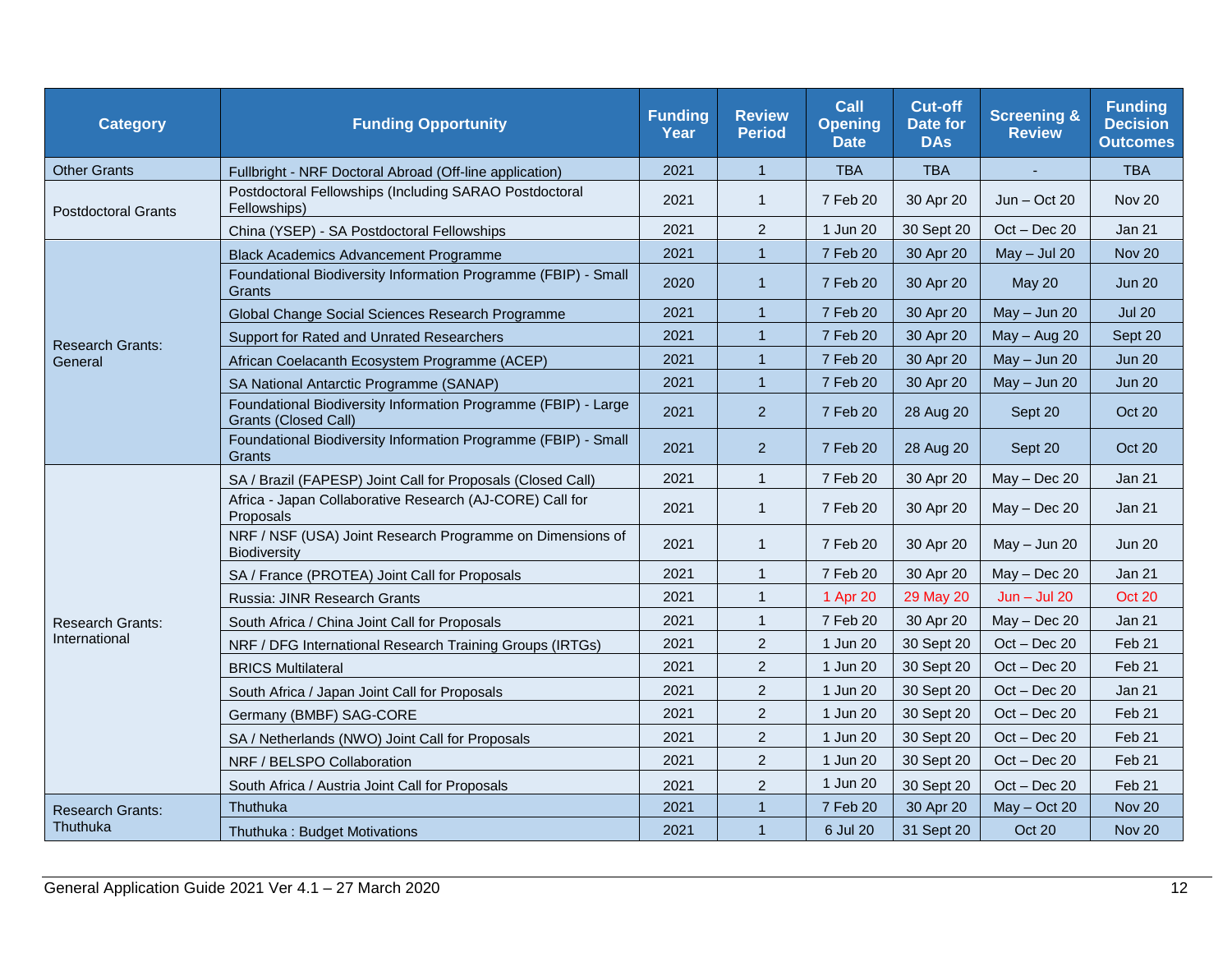| Category | Funding Opportunity | Funding Year | Review Period | Call Opening Date | Cut-off Date for DAs | Screening & Review | Funding Decision Outcomes |
|---|---|---|---|---|---|---|---|
| Other Grants | Fullbright - NRF Doctoral Abroad (Off-line application) | 2021 | 1 | TBA | TBA | - | TBA |
| Postdoctoral Grants | Postdoctoral Fellowships (Including SARAO Postdoctoral Fellowships) | 2021 | 1 | 7 Feb 20 | 30 Apr 20 | Jun – Oct 20 | Nov 20 |
| | China (YSEP) - SA Postdoctoral Fellowships | 2021 | 2 | 1 Jun 20 | 30 Sept 20 | Oct – Dec 20 | Jan 21 |
| Research Grants: General | Black Academics Advancement Programme | 2021 | 1 | 7 Feb 20 | 30 Apr 20 | May – Jul 20 | Nov 20 |
| | Foundational Biodiversity Information Programme (FBIP) - Small Grants | 2020 | 1 | 7 Feb 20 | 30 Apr 20 | May 20 | Jun 20 |
| | Global Change Social Sciences Research Programme | 2021 | 1 | 7 Feb 20 | 30 Apr 20 | May – Jun 20 | Jul 20 |
| | Support for Rated and Unrated Researchers | 2021 | 1 | 7 Feb 20 | 30 Apr 20 | May – Aug 20 | Sept 20 |
| | African Coelacanth Ecosystem Programme (ACEP) | 2021 | 1 | 7 Feb 20 | 30 Apr 20 | May – Jun 20 | Jun 20 |
| | SA National Antarctic Programme (SANAP) | 2021 | 1 | 7 Feb 20 | 30 Apr 20 | May – Jun 20 | Jun 20 |
| | Foundational Biodiversity Information Programme (FBIP) - Large Grants (Closed Call) | 2021 | 2 | 7 Feb 20 | 28 Aug 20 | Sept 20 | Oct 20 |
| | Foundational Biodiversity Information Programme (FBIP) - Small Grants | 2021 | 2 | 7 Feb 20 | 28 Aug 20 | Sept 20 | Oct 20 |
| Research Grants: International | SA / Brazil (FAPESP) Joint Call for Proposals (Closed Call) | 2021 | 1 | 7 Feb 20 | 30 Apr 20 | May – Dec 20 | Jan 21 |
| | Africa - Japan Collaborative Research (AJ-CORE) Call for Proposals | 2021 | 1 | 7 Feb 20 | 30 Apr 20 | May – Dec 20 | Jan 21 |
| | NRF / NSF (USA) Joint Research Programme on Dimensions of Biodiversity | 2021 | 1 | 7 Feb 20 | 30 Apr 20 | May – Jun 20 | Jun 20 |
| | SA / France (PROTEA) Joint Call for Proposals | 2021 | 1 | 7 Feb 20 | 30 Apr 20 | May – Dec 20 | Jan 21 |
| | Russia: JINR Research Grants | 2021 | 1 | 1 Apr 20 | 29 May 20 | Jun – Jul 20 | Oct 20 |
| | South Africa / China Joint Call for Proposals | 2021 | 1 | 7 Feb 20 | 30 Apr 20 | May – Dec 20 | Jan 21 |
| | NRF / DFG International Research Training Groups (IRTGs) | 2021 | 2 | 1 Jun 20 | 30 Sept 20 | Oct – Dec 20 | Feb 21 |
| | BRICS Multilateral | 2021 | 2 | 1 Jun 20 | 30 Sept 20 | Oct – Dec 20 | Feb 21 |
| | South Africa / Japan Joint Call for Proposals | 2021 | 2 | 1 Jun 20 | 30 Sept 20 | Oct – Dec 20 | Jan 21 |
| | Germany (BMBF) SAG-CORE | 2021 | 2 | 1 Jun 20 | 30 Sept 20 | Oct – Dec 20 | Feb 21 |
| | SA / Netherlands (NWO) Joint Call for Proposals | 2021 | 2 | 1 Jun 20 | 30 Sept 20 | Oct – Dec 20 | Feb 21 |
| | NRF / BELSPO Collaboration | 2021 | 2 | 1 Jun 20 | 30 Sept 20 | Oct – Dec 20 | Feb 21 |
| | South Africa / Austria Joint Call for Proposals | 2021 | 2 | 1 Jun 20 | 30 Sept 20 | Oct – Dec 20 | Feb 21 |
| Research Grants: Thuthuka | Thuthuka | 2021 | 1 | 7 Feb 20 | 30 Apr 20 | May – Oct 20 | Nov 20 |
| | Thuthuka : Budget Motivations | 2021 | 1 | 6 Jul 20 | 31 Sept 20 | Oct 20 | Nov 20 |

General Application Guide 2021 Ver 4.1 – 27 March 2020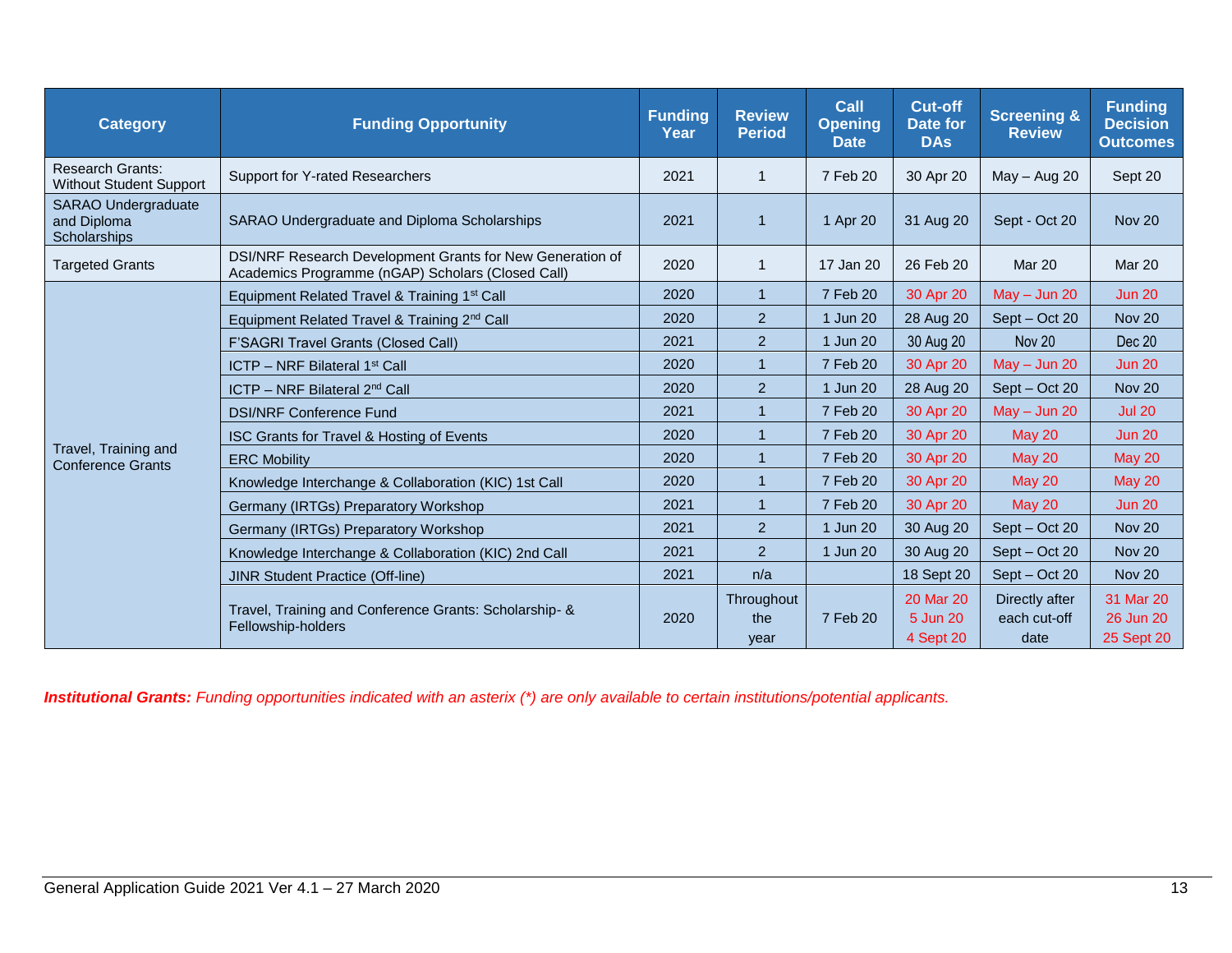| Category | Funding Opportunity | Funding Year | Review Period | Call Opening Date | Cut-off Date for DAs | Screening & Review | Funding Decision Outcomes |
|---|---|---|---|---|---|---|---|
| Research Grants: Without Student Support | Support for Y-rated Researchers | 2021 | 1 | 7 Feb 20 | 30 Apr 20 | May – Aug 20 | Sept 20 |
| SARAO Undergraduate and Diploma Scholarships | SARAO Undergraduate and Diploma Scholarships | 2021 | 1 | 1 Apr 20 | 31 Aug 20 | Sept - Oct 20 | Nov 20 |
| Targeted Grants | DSI/NRF Research Development Grants for New Generation of Academics Programme (nGAP) Scholars (Closed Call) | 2020 | 1 | 17 Jan 20 | 26 Feb 20 | Mar 20 | Mar 20 |
| Travel, Training and Conference Grants | Equipment Related Travel & Training 1st Call | 2020 | 1 | 7 Feb 20 | 30 Apr 20 | May – Jun 20 | Jun 20 |
| | Equipment Related Travel & Training 2nd Call | 2020 | 2 | 1 Jun 20 | 28 Aug 20 | Sept – Oct 20 | Nov 20 |
| | F'SAGRI Travel Grants (Closed Call) | 2021 | 2 | 1 Jun 20 | 30 Aug 20 | Nov 20 | Dec 20 |
| | ICTP – NRF Bilateral 1st Call | 2020 | 1 | 7 Feb 20 | 30 Apr 20 | May – Jun 20 | Jun 20 |
| | ICTP – NRF Bilateral 2nd Call | 2020 | 2 | 1 Jun 20 | 28 Aug 20 | Sept – Oct 20 | Nov 20 |
| | DSI/NRF Conference Fund | 2021 | 1 | 7 Feb 20 | 30 Apr 20 | May – Jun 20 | Jul 20 |
| | ISC Grants for Travel & Hosting of Events | 2020 | 1 | 7 Feb 20 | 30 Apr 20 | May 20 | Jun 20 |
| | ERC Mobility | 2020 | 1 | 7 Feb 20 | 30 Apr 20 | May 20 | May 20 |
| | Knowledge Interchange & Collaboration (KIC) 1st Call | 2020 | 1 | 7 Feb 20 | 30 Apr 20 | May 20 | May 20 |
| | Germany (IRTGs) Preparatory Workshop | 2021 | 1 | 7 Feb 20 | 30 Apr 20 | May 20 | Jun 20 |
| | Germany (IRTGs) Preparatory Workshop | 2021 | 2 | 1 Jun 20 | 30 Aug 20 | Sept – Oct 20 | Nov 20 |
| | Knowledge Interchange & Collaboration (KIC) 2nd Call | 2021 | 2 | 1 Jun 20 | 30 Aug 20 | Sept – Oct 20 | Nov 20 |
| | JINR Student Practice (Off-line) | 2021 | n/a | | 18 Sept 20 | Sept – Oct 20 | Nov 20 |
| | Travel, Training and Conference Grants: Scholarship- & Fellowship-holders | 2020 | Throughout the year | 7 Feb 20 | 20 Mar 20<br>5 Jun 20<br>4 Sept 20 | Directly after each cut-off date | 31 Mar 20<br>26 Jun 20<br>25 Sept 20 |

***Institutional Grants:*** *Funding opportunities indicated with an asterix (*) are only available to certain institutions/potential applicants.*